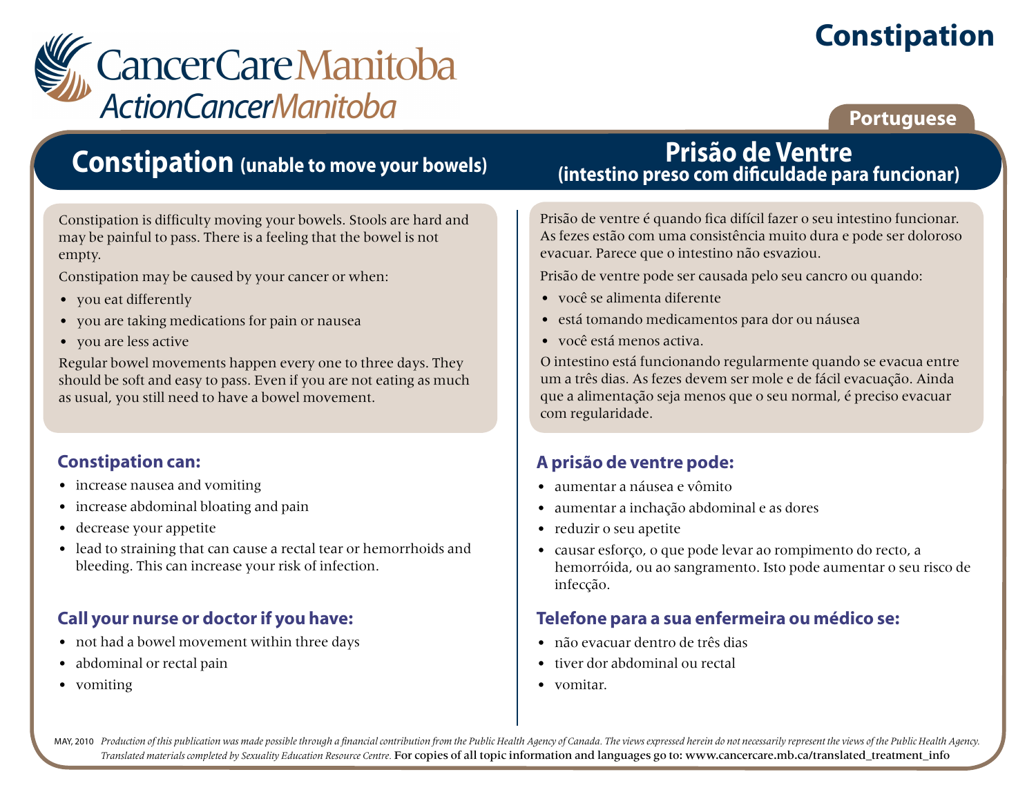CancerCare Manitoba
ActionCancerManitoba

# Constipation

Portuguese

## Constipation (unable to move your bowels)

Constipation is difficulty moving your bowels. Stools are hard and may be painful to pass. There is a feeling that the bowel is not empty.

Constipation may be caused by your cancer or when:

- you eat differently
- you are taking medications for pain or nausea
- you are less active

Regular bowel movements happen every one to three days. They should be soft and easy to pass. Even if you are not eating as much as usual, you still need to have a bowel movement.

### Constipation can:

- increase nausea and vomiting
- increase abdominal bloating and pain
- decrease your appetite
- lead to straining that can cause a rectal tear or hemorrhoids and bleeding. This can increase your risk of infection.

### Call your nurse or doctor if you have:

- not had a bowel movement within three days
- abdominal or rectal pain
- vomiting

## Prisão de Ventre (intestino preso com dificuldade para funcionar)

Prisão de ventre é quando fica difícil fazer o seu intestino funcionar. As fezes estão com uma consistência muito dura e pode ser doloroso evacuar. Parece que o intestino não esvaziou.

Prisão de ventre pode ser causada pelo seu cancro ou quando:

- você se alimenta diferente
- está tomando medicamentos para dor ou náusea
- você está menos activa.

O intestino está funcionando regularmente quando se evacua entre um a três dias. As fezes devem ser mole e de fácil evacuação. Ainda que a alimentação seja menos que o seu normal, é preciso evacuar com regularidade.

### A prisão de ventre pode:

- aumentar a náusea e vômito
- aumentar a inchação abdominal e as dores
- reduzir o seu apetite
- causar esforço, o que pode levar ao rompimento do recto, a hemorróida, ou ao sangramento. Isto pode aumentar o seu risco de infecção.

### Telefone para a sua enfermeira ou médico se:

- não evacuar dentro de três dias
- tiver dor abdominal ou rectal
- vomitar.

MAY, 2010 *Production of this publication was made possible through a financial contribution from the Public Health Agency of Canada. The views expressed herein do not necessarily represent the views of the Public Health Agency. Translated materials completed by Sexuality Education Resource Centre.* For copies of all topic information and languages go to: www.cancercare.mb.ca/translated_treatment_info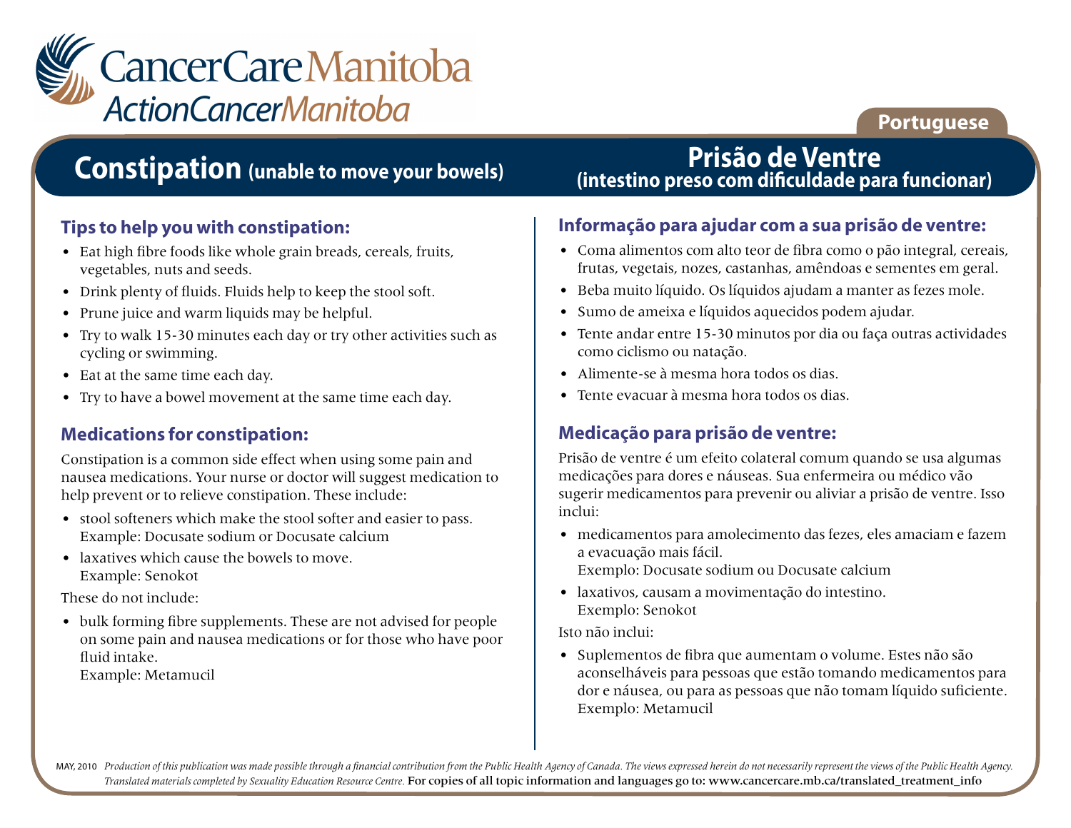CancerCare Manitoba
ActionCancerManitoba

Portuguese

# Constipation (unable to move your bowels)

## Tips to help you with constipation:

- Eat high fibre foods like whole grain breads, cereals, fruits, vegetables, nuts and seeds.
- Drink plenty of fluids. Fluids help to keep the stool soft.
- Prune juice and warm liquids may be helpful.
- Try to walk 15-30 minutes each day or try other activities such as cycling or swimming.
- Eat at the same time each day.
- Try to have a bowel movement at the same time each day.

## Medications for constipation:

Constipation is a common side effect when using some pain and nausea medications. Your nurse or doctor will suggest medication to help prevent or to relieve constipation. These include:

- stool softeners which make the stool softer and easier to pass.
  Example: Docusate sodium or Docusate calcium
- laxatives which cause the bowels to move.
  Example: Senokot

These do not include:

- bulk forming fibre supplements. These are not advised for people on some pain and nausea medications or for those who have poor fluid intake.
  Example: Metamucil

# Prisão de Ventre (intestino preso com dificuldade para funcionar)

## Informação para ajudar com a sua prisão de ventre:

- Coma alimentos com alto teor de fibra como o pão integral, cereais, frutas, vegetais, nozes, castanhas, amêndoas e sementes em geral.
- Beba muito líquido. Os líquidos ajudam a manter as fezes mole.
- Sumo de ameixa e líquidos aquecidos podem ajudar.
- Tente andar entre 15-30 minutos por dia ou faça outras actividades como ciclismo ou natação.
- Alimente-se à mesma hora todos os dias.
- Tente evacuar à mesma hora todos os dias.

## Medicação para prisão de ventre:

Prisão de ventre é um efeito colateral comum quando se usa algumas medicações para dores e náuseas. Sua enfermeira ou médico vão sugerir medicamentos para prevenir ou aliviar a prisão de ventre. Isso inclui:

- medicamentos para amolecimento das fezes, eles amaciam e fazem a evacuação mais fácil.
  Exemplo: Docusate sodium ou Docusate calcium
- laxativos, causam a movimentação do intestino.
  Exemplo: Senokot

Isto não inclui:

- Suplementos de fibra que aumentam o volume. Estes não são aconselháveis para pessoas que estão tomando medicamentos para dor e náusea, ou para as pessoas que não tomam líquido suficiente.
  Exemplo: Metamucil

MAY, 2010 *Production of this publication was made possible through a financial contribution from the Public Health Agency of Canada. The views expressed herein do not necessarily represent the views of the Public Health Agency. Translated materials completed by Sexuality Education Resource Centre.* For copies of all topic information and languages go to: www.cancercare.mb.ca/translated_treatment_info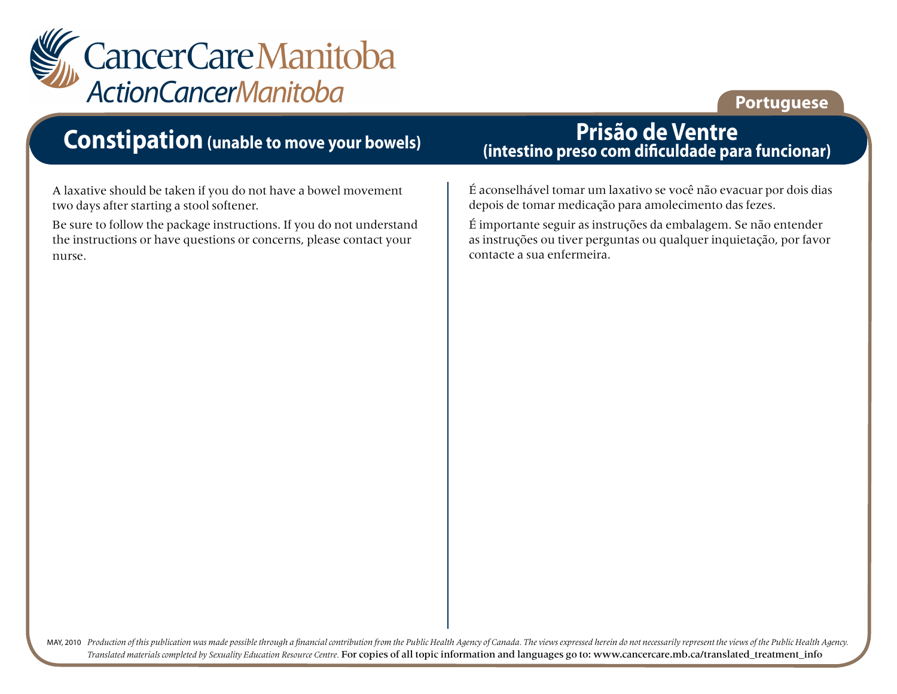CancerCare Manitoba
ActionCancerManitoba

Portuguese

## Constipation (unable to move your bowels)

A laxative should be taken if you do not have a bowel movement two days after starting a stool softener.

Be sure to follow the package instructions. If you do not understand the instructions or have questions or concerns, please contact your nurse.

## Prisão de Ventre (intestino preso com dificuldade para funcionar)

É aconselhável tomar um laxativo se você não evacuar por dois dias depois de tomar medicação para amolecimento das fezes.

É importante seguir as instruções da embalagem. Se não entender as instruções ou tiver perguntas ou qualquer inquietação, por favor contacte a sua enfermeira.

MAY, 2010 *Production of this publication was made possible through a financial contribution from the Public Health Agency of Canada. The views expressed herein do not necessarily represent the views of the Public Health Agency. Translated materials completed by Sexuality Education Resource Centre.* For copies of all topic information and languages go to: www.cancercare.mb.ca/translated_treatment_info